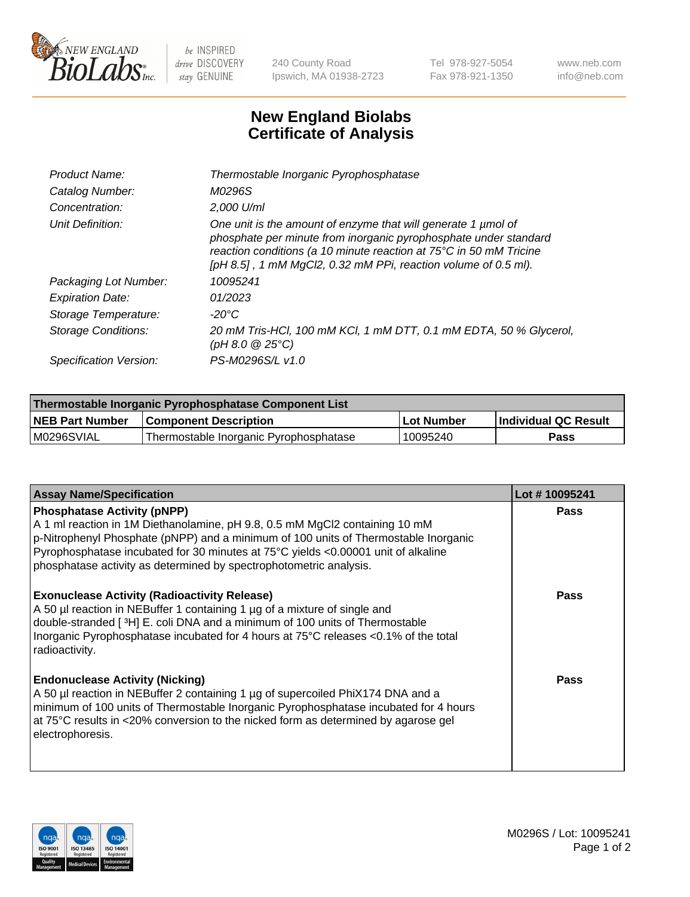240 County Road
Ipswich, MA 01938-2723

Tel 978-927-5054
Fax 978-921-1350

www.neb.com
info@neb.com

# New England Biolabs
# Certificate of Analysis

| | |
|---|---|
| *Product Name:* | *Thermostable Inorganic Pyrophosphatase* |
| *Catalog Number:* | *M0296S* |
| *Concentration:* | *2,000 U/ml* |
| *Unit Definition:* | *One unit is the amount of enzyme that will generate 1 µmol of phosphate per minute from inorganic pyrophosphate under standard reaction conditions (a 10 minute reaction at 75°C in 50 mM Tricine [pH 8.5] , 1 mM $MgCl_2$, 0.32 mM PPi, reaction volume of 0.5 ml).* |
| *Packaging Lot Number:* | *10095241* |
| *Expiration Date:* | *01/2023* |
| *Storage Temperature:* | *-20°C* |
| *Storage Conditions:* | *20 mM Tris-HCl, 100 mM KCl, 1 mM DTT, 0.1 mM EDTA, 50 % Glycerol, (pH 8.0 @ 25°C)* |
| *Specification Version:* | *PS-M0296S/L v1.0* |

| Thermostable Inorganic Pyrophosphatase Component List | | | |
|---|---|---|---|
| **NEB Part Number** | **Component Description** | **Lot Number** | **Individual QC Result** |
| M0296SVIAL | Thermostable Inorganic Pyrophosphatase | 10095240 | **Pass** |

| Assay Name/Specification | Lot # 10095241 |
|---|---|
| **Phosphatase Activity (pNPP)**<br>A 1 ml reaction in 1M Diethanolamine, pH 9.8, 0.5 mM $MgCl_2$ containing 10 mM p-Nitrophenyl Phosphate (pNPP) and a minimum of 100 units of Thermostable Inorganic Pyrophosphatase incubated for 30 minutes at 75°C yields <0.00001 unit of alkaline phosphatase activity as determined by spectrophotometric analysis. | **Pass** |
| **Exonuclease Activity (Radioactivity Release)**<br>A 50 µl reaction in NEBuffer 1 containing 1 µg of a mixture of single and double-stranded [ $^3$H] E. coli DNA and a minimum of 100 units of Thermostable Inorganic Pyrophosphatase incubated for 4 hours at 75°C releases <0.1% of the total radioactivity. | **Pass** |
| **Endonuclease Activity (Nicking)**<br>A 50 µl reaction in NEBuffer 2 containing 1 µg of supercoiled PhiX174 DNA and a minimum of 100 units of Thermostable Inorganic Pyrophosphatase incubated for 4 hours at 75°C results in <20% conversion to the nicked form as determined by agarose gel electrophoresis. | **Pass** |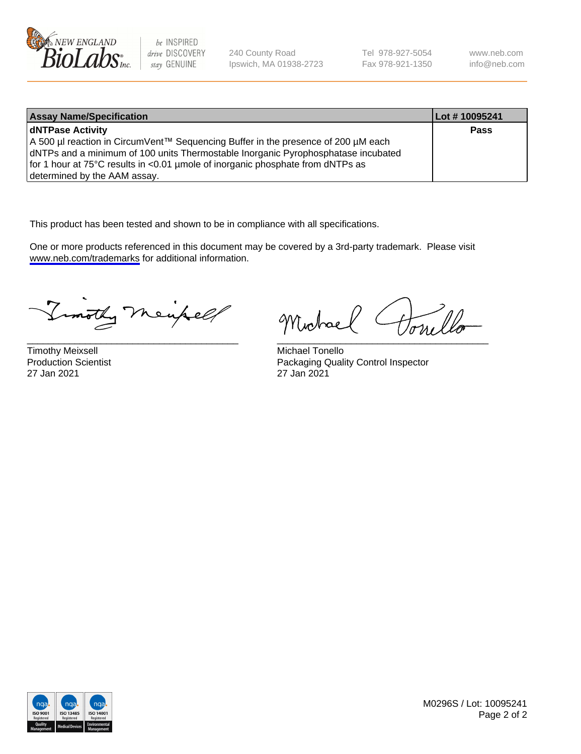| Assay Name/Specification | Lot # 10095241 |
|---|---|
| **dNTPase Activity**<br>A 500 µl reaction in CircumVent™ Sequencing Buffer in the presence of 200 µM each dNTPs and a minimum of 100 units Thermostable Inorganic Pyrophosphatase incubated for 1 hour at 75°C results in <0.01 µmole of inorganic phosphate from dNTPs as determined by the AAM assay. | Pass |

This product has been tested and shown to be in compliance with all specifications.

One or more products referenced in this document may be covered by a 3rd-party trademark. Please visit www.neb.com/trademarks for additional information.

Timothy Meixsell
Production Scientist
27 Jan 2021

Michael Tonello
Packaging Quality Control Inspector
27 Jan 2021

M0296S / Lot: 10095241